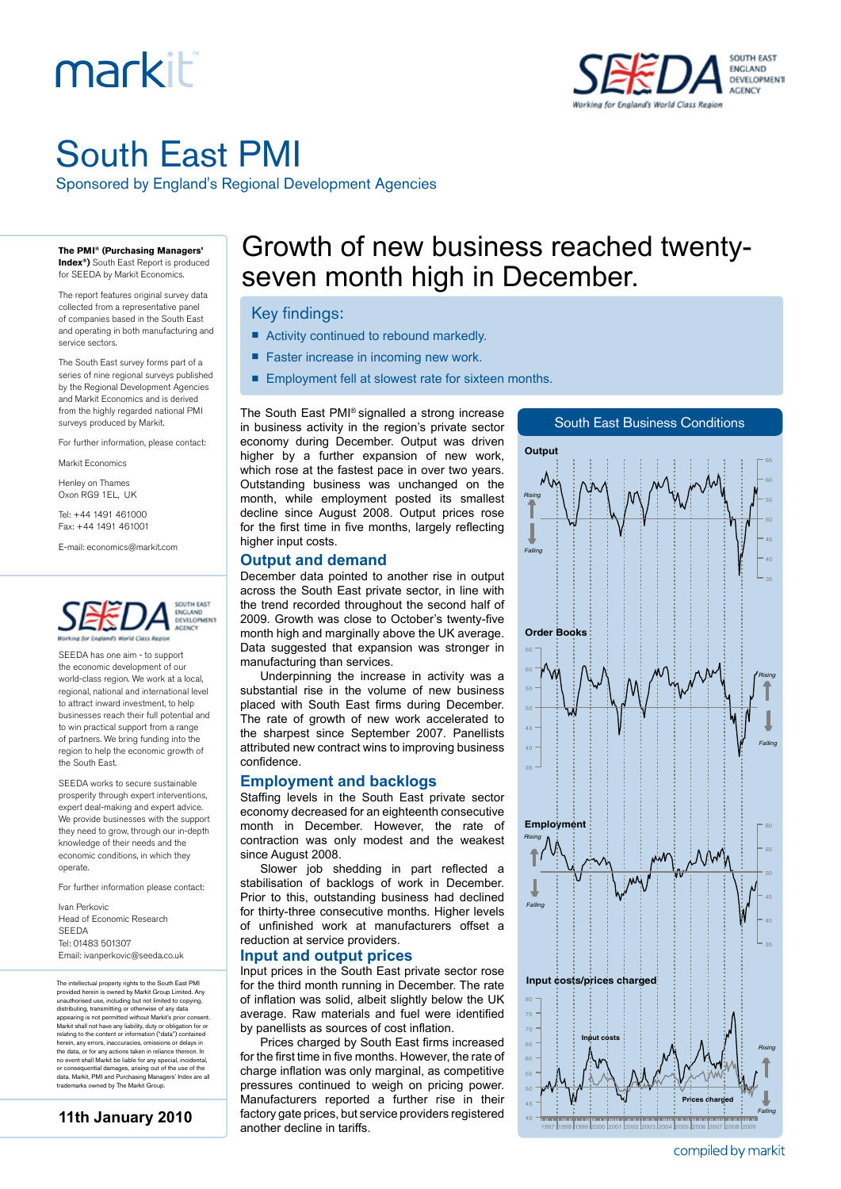# South East PMI

Sponsored by England's Regional Development Agencies

## Growth of new business reached twenty-seven month high in December.

### Key findings:

- Activity continued to rebound markedly.
- Faster increase in incoming new work.
- Employment fell at slowest rate for sixteen months.

The South East PMI® signalled a strong increase in business activity in the region's private sector economy during December. Output was driven higher by a further expansion of new work, which rose at the fastest pace in over two years. Outstanding business was unchanged on the month, while employment posted its smallest decline since August 2008. Output prices rose for the first time in five months, largely reflecting higher input costs.

### Output and demand

December data pointed to another rise in output across the South East private sector, in line with the trend recorded throughout the second half of 2009. Growth was close to October's twenty-five month high and marginally above the UK average. Data suggested that expansion was stronger in manufacturing than services.

Underpinning the increase in activity was a substantial rise in the volume of new business placed with South East firms during December. The rate of growth of new work accelerated to the sharpest since September 2007. Panellists attributed new contract wins to improving business confidence.

### Employment and backlogs

Staffing levels in the South East private sector economy decreased for an eighteenth consecutive month in December. However, the rate of contraction was only modest and the weakest since August 2008.

Slower job shedding in part reflected a stabilisation of backlogs of work in December. Prior to this, outstanding business had declined for thirty-three consecutive months. Higher levels of unfinished work at manufacturers offset a reduction at service providers.

### Input and output prices

Input prices in the South East private sector rose for the third month running in December. The rate of inflation was solid, albeit slightly below the UK average. Raw materials and fuel were identified by panellists as sources of cost inflation.

Prices charged by South East firms increased for the first time in five months. However, the rate of charge inflation was only marginal, as competitive pressures continued to weigh on pricing power. Manufacturers reported a further rise in their factory gate prices, but service providers registered another decline in tariffs.

**South East Business Conditions**

**The PMI® (Purchasing Managers' Index®)** South East Report is produced for SEEDA by Markit Economics.

The report features original survey data collected from a representative panel of companies based in the South East and operating in both manufacturing and service sectors.

The South East survey forms part of a series of nine regional surveys published by the Regional Development Agencies and Markit Economics and is derived from the highly regarded national PMI surveys produced by Markit.

For further information, please contact:

Markit Economics

Henley on Thames
Oxon RG9 1EL, UK

Tel: +44 1491 461000
Fax: +44 1491 461001

E-mail: economics@markit.com

SEEDA has one aim - to support the economic development of our world-class region. We work at a local, regional, national and international level to attract inward investment, to help businesses reach their full potential and to win practical support from a range of partners. We bring funding into the region to help the economic growth of the South East.

SEEDA works to secure sustainable prosperity through expert interventions, expert deal-making and expert advice. We provide businesses with the support they need to grow, through our in-depth knowledge of their needs and the economic conditions, in which they operate.

For further information please contact:

Ivan Perkovic
Head of Economic Research
SEEDA
Tel: 01483 501307
Email: ivanperkovic@seeda.co.uk

The intellectual property rights to the South East PMI provided herein is owned by Markit Group Limited. Any unauthorised use, including but not limited to copying, distributing, transmitting or otherwise of any data appearing is not permitted without Markit's prior consent. Markit shall not have any liability, duty or obligation for or relating to the content or information ("data") contained herein, any errors, inaccuracies, omissions or delays in the data, or for any actions taken in reliance thereon. In no event shall Markit be liable for any special, incidental, or consequential damages, arising out of the use of the data. Markit, PMI and Purchasing Managers' Index are all trademarks owned by The Markit Group.

**11th January 2010**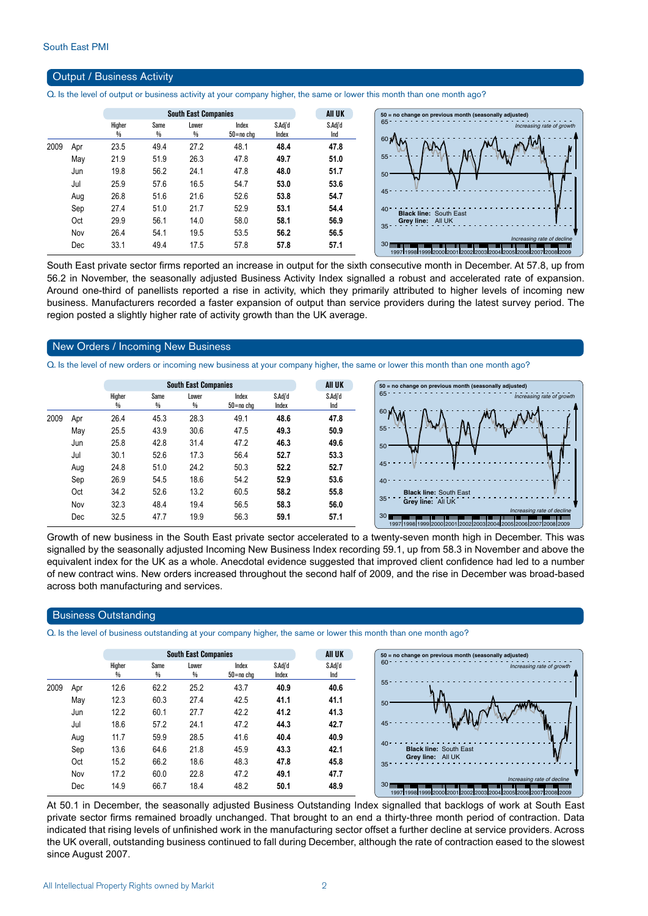South East PMI

## Output / Business Activity

Q. Is the level of output or business activity at your company higher, the same or lower this month than one month ago?

| | | South East Companies | | | | | All UK |
|---|---|---|---|---|---|---|---|
| | | Higher % | Same % | Lower % | Index 50=no chg | S.Adj'd Index | S.Adj'd Ind |
| 2009 | Apr | 23.5 | 49.4 | 27.2 | 48.1 | **48.4** | **47.8** |
| | May | 21.9 | 51.9 | 26.3 | 47.8 | **49.7** | **51.0** |
| | Jun | 19.8 | 56.2 | 24.1 | 47.8 | **48.0** | **51.7** |
| | Jul | 25.9 | 57.6 | 16.5 | 54.7 | **53.0** | **53.6** |
| | Aug | 26.8 | 51.6 | 21.6 | 52.6 | **53.8** | **54.7** |
| | Sep | 27.4 | 51.0 | 21.7 | 52.9 | **53.1** | **54.4** |
| | Oct | 29.9 | 56.1 | 14.0 | 58.0 | **58.1** | **56.9** |
| | Nov | 26.4 | 54.1 | 19.5 | 53.5 | **56.2** | **56.5** |
| | Dec | 33.1 | 49.4 | 17.5 | 57.8 | **57.8** | **57.1** |

50 = no change on previous month (seasonally adjusted)
Increasing rate of growth
Black line: South East
Grey line: All UK
Increasing rate of decline

South East private sector firms reported an increase in output for the sixth consecutive month in December. At 57.8, up from 56.2 in November, the seasonally adjusted Business Activity Index signalled a robust and accelerated rate of expansion. Around one-third of panellists reported a rise in activity, which they primarily attributed to higher levels of incoming new business. Manufacturers recorded a faster expansion of output than service providers during the latest survey period. The region posted a slightly higher rate of activity growth than the UK average.

## New Orders / Incoming New Business

Q. Is the level of new orders or incoming new business at your company higher, the same or lower this month than one month ago?

| | | South East Companies | | | | | All UK |
|---|---|---|---|---|---|---|---|
| | | Higher % | Same % | Lower % | Index 50=no chg | S.Adj'd Index | S.Adj'd Ind |
| 2009 | Apr | 26.4 | 45.3 | 28.3 | 49.1 | **48.6** | **47.8** |
| | May | 25.5 | 43.9 | 30.6 | 47.5 | **49.3** | **50.9** |
| | Jun | 25.8 | 42.8 | 31.4 | 47.2 | **46.3** | **49.6** |
| | Jul | 30.1 | 52.6 | 17.3 | 56.4 | **52.7** | **53.3** |
| | Aug | 24.8 | 51.0 | 24.2 | 50.3 | **52.2** | **52.7** |
| | Sep | 26.9 | 54.5 | 18.6 | 54.2 | **52.9** | **53.6** |
| | Oct | 34.2 | 52.6 | 13.2 | 60.5 | **58.2** | **55.8** |
| | Nov | 32.3 | 48.4 | 19.4 | 56.5 | **58.3** | **56.0** |
| | Dec | 32.5 | 47.7 | 19.9 | 56.3 | **59.1** | **57.1** |

50 = no change on previous month (seasonally adjusted)
Increasing rate of growth
Black line: South East
Grey line: All UK
Increasing rate of decline

Growth of new business in the South East private sector accelerated to a twenty-seven month high in December. This was signalled by the seasonally adjusted Incoming New Business Index recording 59.1, up from 58.3 in November and above the equivalent index for the UK as a whole. Anecdotal evidence suggested that improved client confidence had led to a number of new contract wins. New orders increased throughout the second half of 2009, and the rise in December was broad-based across both manufacturing and services.

## Business Outstanding

Q. Is the level of business outstanding at your company higher, the same or lower this month than one month ago?

| | | South East Companies | | | | | All UK |
|---|---|---|---|---|---|---|---|
| | | Higher % | Same % | Lower % | Index 50=no chg | S.Adj'd Index | S.Adj'd Ind |
| 2009 | Apr | 12.6 | 62.2 | 25.2 | 43.7 | **40.9** | **40.6** |
| | May | 12.3 | 60.3 | 27.4 | 42.5 | **41.1** | **41.1** |
| | Jun | 12.2 | 60.1 | 27.7 | 42.2 | **41.2** | **41.3** |
| | Jul | 18.6 | 57.2 | 24.1 | 47.2 | **44.3** | **42.7** |
| | Aug | 11.7 | 59.9 | 28.5 | 41.6 | **40.4** | **40.9** |
| | Sep | 13.6 | 64.6 | 21.8 | 45.9 | **43.3** | **42.1** |
| | Oct | 15.2 | 66.2 | 18.6 | 48.3 | **47.8** | **45.8** |
| | Nov | 17.2 | 60.0 | 22.8 | 47.2 | **49.1** | **47.7** |
| | Dec | 14.9 | 66.7 | 18.4 | 48.2 | **50.1** | **48.9** |

50 = no change on previous month (seasonally adjusted)
Increasing rate of growth
Black line: South East
Grey line: All UK
Increasing rate of decline

At 50.1 in December, the seasonally adjusted Business Outstanding Index signalled that backlogs of work at South East private sector firms remained broadly unchanged. That brought to an end a thirty-three month period of contraction. Data indicated that rising levels of unfinished work in the manufacturing sector offset a further decline at service providers. Across the UK overall, outstanding business continued to fall during December, although the rate of contraction eased to the slowest since August 2007.

All Intellectual Property Rights owned by Markit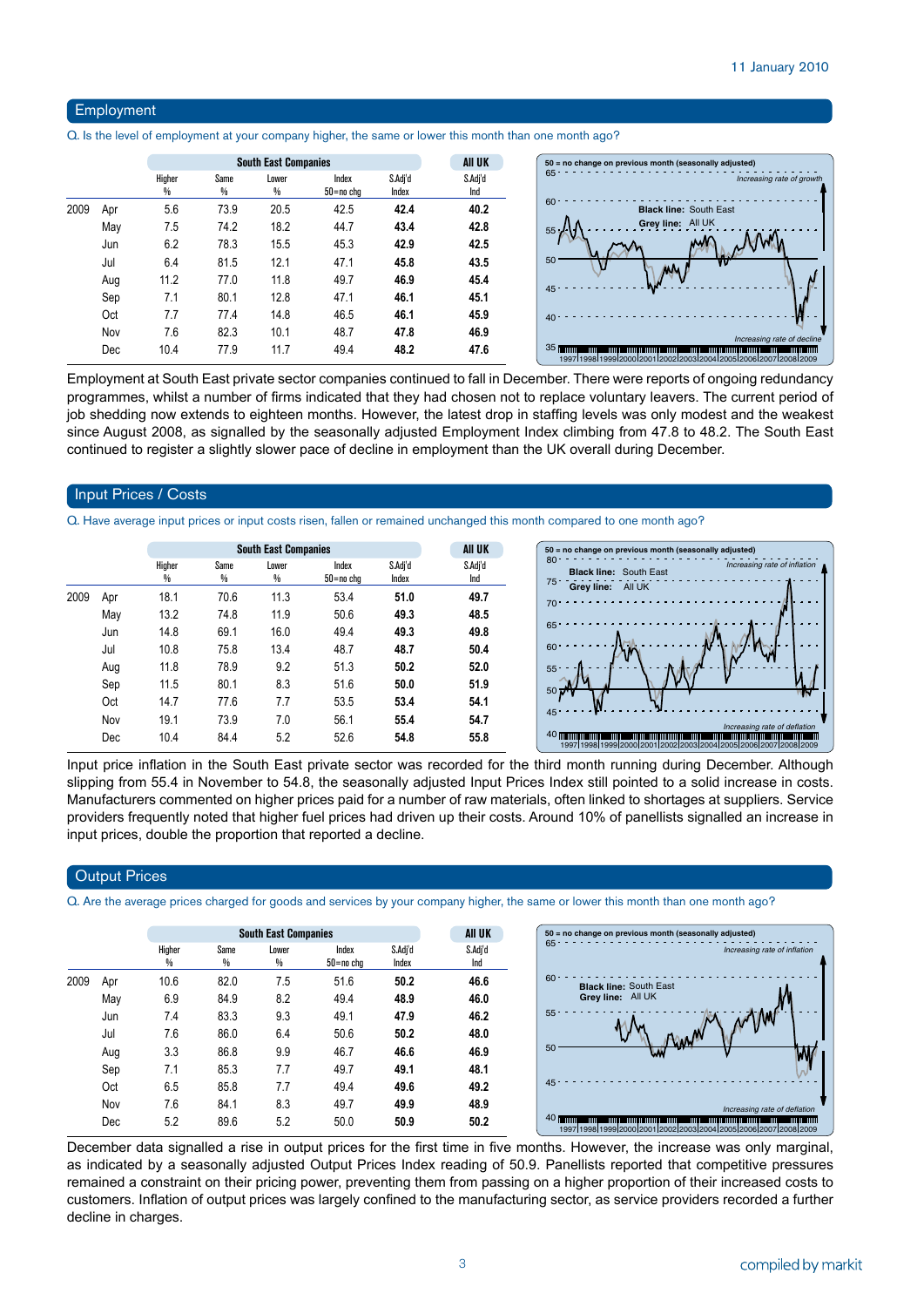## Employment

Q. Is the level of employment at your company higher, the same or lower this month than one month ago?

| | | South East Companies | | | | | All UK |
|---|---|---|---|---|---|---|---|
| | | Higher % | Same % | Lower % | Index 50=no chg | S.Adj'd Index | S.Adj'd Ind |
| 2009 | Apr | 5.6 | 73.9 | 20.5 | 42.5 | **42.4** | **40.2** |
| | May | 7.5 | 74.2 | 18.2 | 44.7 | **43.4** | **42.8** |
| | Jun | 6.2 | 78.3 | 15.5 | 45.3 | **42.9** | **42.5** |
| | Jul | 6.4 | 81.5 | 12.1 | 47.1 | **45.8** | **43.5** |
| | Aug | 11.2 | 77.0 | 11.8 | 49.7 | **46.9** | **45.4** |
| | Sep | 7.1 | 80.1 | 12.8 | 47.1 | **46.1** | **45.1** |
| | Oct | 7.7 | 77.4 | 14.8 | 46.5 | **46.1** | **45.9** |
| | Nov | 7.6 | 82.3 | 10.1 | 48.7 | **47.8** | **46.9** |
| | Dec | 10.4 | 77.9 | 11.7 | 49.4 | **48.2** | **47.6** |

Employment at South East private sector companies continued to fall in December. There were reports of ongoing redundancy programmes, whilst a number of firms indicated that they had chosen not to replace voluntary leavers. The current period of job shedding now extends to eighteen months. However, the latest drop in staffing levels was only modest and the weakest since August 2008, as signalled by the seasonally adjusted Employment Index climbing from 47.8 to 48.2. The South East continued to register a slightly slower pace of decline in employment than the UK overall during December.

## Input Prices / Costs

Q. Have average input prices or input costs risen, fallen or remained unchanged this month compared to one month ago?

| | | South East Companies | | | | | All UK |
|---|---|---|---|---|---|---|---|
| | | Higher % | Same % | Lower % | Index 50=no chg | S.Adj'd Index | S.Adj'd Ind |
| 2009 | Apr | 18.1 | 70.6 | 11.3 | 53.4 | **51.0** | **49.7** |
| | May | 13.2 | 74.8 | 11.9 | 50.6 | **49.3** | **48.5** |
| | Jun | 14.8 | 69.1 | 16.0 | 49.4 | **49.3** | **49.8** |
| | Jul | 10.8 | 75.8 | 13.4 | 48.7 | **48.7** | **50.4** |
| | Aug | 11.8 | 78.9 | 9.2 | 51.3 | **50.2** | **52.0** |
| | Sep | 11.5 | 80.1 | 8.3 | 51.6 | **50.0** | **51.9** |
| | Oct | 14.7 | 77.6 | 7.7 | 53.5 | **53.4** | **54.1** |
| | Nov | 19.1 | 73.9 | 7.0 | 56.1 | **55.4** | **54.7** |
| | Dec | 10.4 | 84.4 | 5.2 | 52.6 | **54.8** | **55.8** |

Input price inflation in the South East private sector was recorded for the third month running during December. Although slipping from 55.4 in November to 54.8, the seasonally adjusted Input Prices Index still pointed to a solid increase in costs. Manufacturers commented on higher prices paid for a number of raw materials, often linked to shortages at suppliers. Service providers frequently noted that higher fuel prices had driven up their costs. Around 10% of panellists signalled an increase in input prices, double the proportion that reported a decline.

## Output Prices

Q. Are the average prices charged for goods and services by your company higher, the same or lower this month than one month ago?

| | | South East Companies | | | | | All UK |
|---|---|---|---|---|---|---|---|
| | | Higher % | Same % | Lower % | Index 50=no chg | S.Adj'd Index | S.Adj'd Ind |
| 2009 | Apr | 10.6 | 82.0 | 7.5 | 51.6 | **50.2** | **46.6** |
| | May | 6.9 | 84.9 | 8.2 | 49.4 | **48.9** | **46.0** |
| | Jun | 7.4 | 83.3 | 9.3 | 49.1 | **47.9** | **46.2** |
| | Jul | 7.6 | 86.0 | 6.4 | 50.6 | **50.2** | **48.0** |
| | Aug | 3.3 | 86.8 | 9.9 | 46.7 | **46.6** | **46.9** |
| | Sep | 7.1 | 85.3 | 7.7 | 49.7 | **49.1** | **48.1** |
| | Oct | 6.5 | 85.8 | 7.7 | 49.4 | **49.6** | **49.2** |
| | Nov | 7.6 | 84.1 | 8.3 | 49.7 | **49.9** | **48.9** |
| | Dec | 5.2 | 89.6 | 5.2 | 50.0 | **50.9** | **50.2** |

December data signalled a rise in output prices for the first time in five months. However, the increase was only marginal, as indicated by a seasonally adjusted Output Prices Index reading of 50.9. Panellists reported that competitive pressures remained a constraint on their pricing power, preventing them from passing on a higher proportion of their increased costs to customers. Inflation of output prices was largely confined to the manufacturing sector, as service providers recorded a further decline in charges.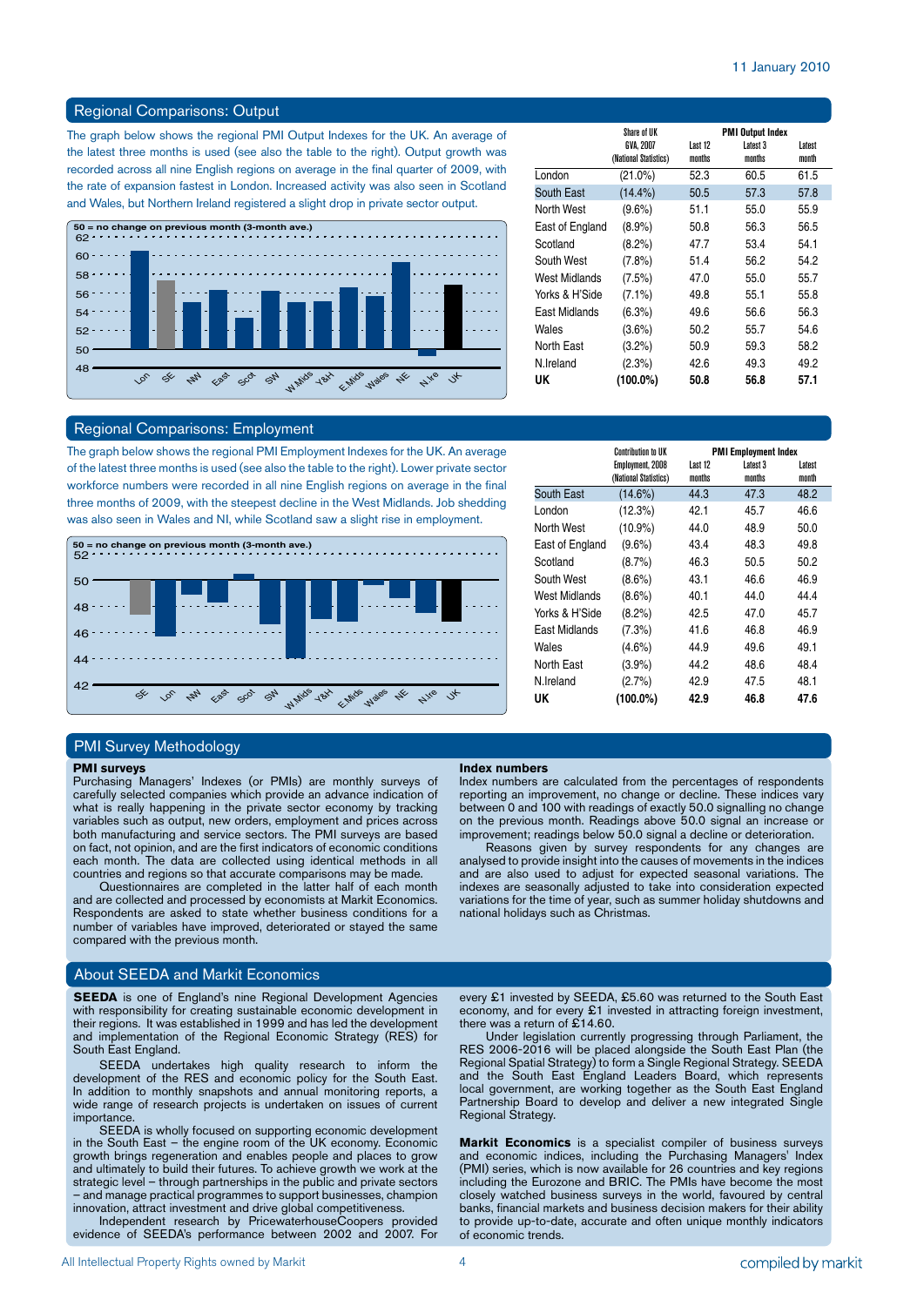## Regional Comparisons: Output

The graph below shows the regional PMI Output Indexes for the UK. An average of the latest three months is used (see also the table to the right). Output growth was recorded across all nine English regions on average in the final quarter of 2009, with the rate of expansion fastest in London. Increased activity was also seen in Scotland and Wales, but Northern Ireland registered a slight drop in private sector output.

50 = no change on previous month (3-month ave.)

62
60
58
56
54
52
50
48

Lon, SE, NW, East, Scot, SW, W.Mids, Y&H, E.Mids, Wales, NE, N.Ire, UK

| | Share of UK GVA, 2007 (National Statistics) | PMI Output Index Last 12 months | Latest 3 months | Latest month |
|---|---|---|---|---|
| London | (21.0%) | 52.3 | 60.5 | 61.5 |
| South East | (14.4%) | 50.5 | 57.3 | 57.8 |
| North West | (9.6%) | 51.1 | 55.0 | 55.9 |
| East of England | (8.9%) | 50.8 | 56.3 | 56.5 |
| Scotland | (8.2%) | 47.7 | 53.4 | 54.1 |
| South West | (7.8%) | 51.4 | 56.2 | 54.2 |
| West Midlands | (7.5%) | 47.0 | 55.0 | 55.7 |
| Yorks & H'Side | (7.1%) | 49.8 | 55.1 | 55.8 |
| East Midlands | (6.3%) | 49.6 | 56.6 | 56.3 |
| Wales | (3.6%) | 50.2 | 55.7 | 54.6 |
| North East | (3.2%) | 50.9 | 59.3 | 58.2 |
| N.Ireland | (2.3%) | 42.6 | 49.3 | 49.2 |
| **UK** | **(100.0%)** | **50.8** | **56.8** | **57.1** |

## Regional Comparisons: Employment

The graph below shows the regional PMI Employment Indexes for the UK. An average of the latest three months is used (see also the table to the right). Lower private sector workforce numbers were recorded in all nine English regions on average in the final three months of 2009, with the steepest decline in the West Midlands. Job shedding was also seen in Wales and NI, while Scotland saw a slight rise in employment.

50 = no change on previous month (3-month ave.)

52
50
48
46
44
42

SE, Lon, NW, East, Scot, SW, W.Mids, Y&H, E.Mids, Wales, NE, N.Ire, UK

| | Contribution to UK Employment, 2008 (National Statistics) | PMI Employment Index Last 12 months | Latest 3 months | Latest month |
|---|---|---|---|---|
| South East | (14.6%) | 44.3 | 47.3 | 48.2 |
| London | (12.3%) | 42.1 | 45.7 | 46.6 |
| North West | (10.9%) | 44.0 | 48.9 | 50.0 |
| East of England | (9.6%) | 43.4 | 48.3 | 49.8 |
| Scotland | (8.7%) | 46.3 | 50.5 | 50.2 |
| South West | (8.6%) | 43.1 | 46.6 | 46.9 |
| West Midlands | (8.6%) | 40.1 | 44.0 | 44.4 |
| Yorks & H'Side | (8.2%) | 42.5 | 47.0 | 45.7 |
| East Midlands | (7.3%) | 41.6 | 46.8 | 46.9 |
| Wales | (4.6%) | 44.9 | 49.6 | 49.1 |
| North East | (3.9%) | 44.2 | 48.6 | 48.4 |
| N.Ireland | (2.7%) | 42.9 | 47.5 | 48.1 |
| **UK** | **(100.0%)** | **42.9** | **46.8** | **47.6** |

## PMI Survey Methodology

**PMI surveys**

Purchasing Managers' Indexes (or PMIs) are monthly surveys of carefully selected companies which provide an advance indication of what is really happening in the private sector economy by tracking variables such as output, new orders, employment and prices across both manufacturing and service sectors. The PMI surveys are based on fact, not opinion, and are the first indicators of economic conditions each month. The data are collected using identical methods in all countries and regions so that accurate comparisons may be made.

Questionnaires are completed in the latter half of each month and are collected and processed by economists at Markit Economics. Respondents are asked to state whether business conditions for a number of variables have improved, deteriorated or stayed the same compared with the previous month.

**Index numbers**

Index numbers are calculated from the percentages of respondents reporting an improvement, no change or decline. These indices vary between 0 and 100 with readings of exactly 50.0 signalling no change on the previous month. Readings above 50.0 signal an increase or improvement; readings below 50.0 signal a decline or deterioration.

Reasons given by survey respondents for any changes are analysed to provide insight into the causes of movements in the indices and are also used to adjust for expected seasonal variations. The indexes are seasonally adjusted to take into consideration expected variations for the time of year, such as summer holiday shutdowns and national holidays such as Christmas.

## About SEEDA and Markit Economics

**SEEDA** is one of England's nine Regional Development Agencies with responsibility for creating sustainable economic development in their regions. It was established in 1999 and has led the development and implementation of the Regional Economic Strategy (RES) for South East England.

SEEDA undertakes high quality research to inform the development of the RES and economic policy for the South East. In addition to monthly snapshots and annual monitoring reports, a wide range of research projects is undertaken on issues of current importance.

SEEDA is wholly focused on supporting economic development in the South East – the engine room of the UK economy. Economic growth brings regeneration and enables people and places to grow and ultimately to build their futures. To achieve growth we work at the strategic level – through partnerships in the public and private sectors – and manage practical programmes to support businesses, champion innovation, attract investment and drive global competitiveness.

Independent research by PricewaterhouseCoopers provided evidence of SEEDA's performance between 2002 and 2007. For every £1 invested by SEEDA, £5.60 was returned to the South East economy, and for every £1 invested in attracting foreign investment, there was a return of £14.60.

Under legislation currently progressing through Parliament, the RES 2006-2016 will be placed alongside the South East Plan (the Regional Spatial Strategy) to form a Single Regional Strategy. SEEDA and the South East England Leaders Board, which represents local government, are working together as the South East England Partnership Board to develop and deliver a new integrated Single Regional Strategy.

**Markit Economics** is a specialist compiler of business surveys and economic indices, including the Purchasing Managers' Index (PMI) series, which is now available for 26 countries and key regions including the Eurozone and BRIC. The PMIs have become the most closely watched business surveys in the world, favoured by central banks, financial markets and business decision makers for their ability to provide up-to-date, accurate and often unique monthly indicators of economic trends.